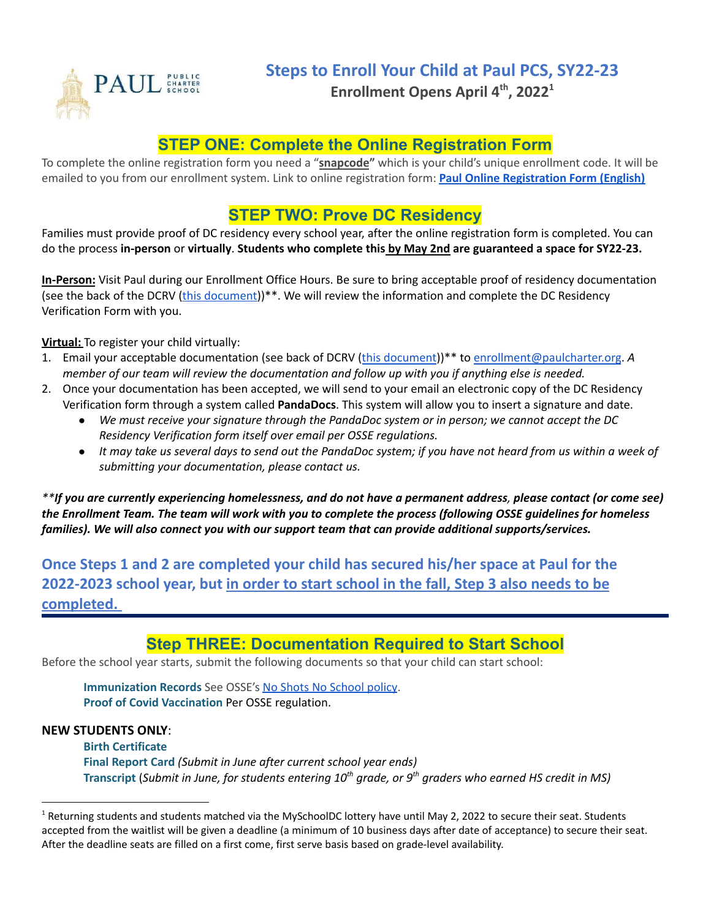PAUL PUBLIC CHARTER SCHOOL

# Steps to Enroll Your Child at Paul PCS, SY22-23

**Enrollment Opens April 4th, 2022[1]**

## STEP ONE: Complete the Online Registration Form

To complete the online registration form you need a "**snapcode"** which is your child's unique enrollment code. It will be emailed to you from our enrollment system. Link to online registration form: **Paul Online Registration Form (English)**

## STEP TWO: Prove DC Residency

Families must provide proof of DC residency every school year, after the online registration form is completed. You can do the process **in-person** or **virtually**. **Students who complete this by May 2nd are guaranteed a space for SY22-23.**

**In-Person:** Visit Paul during our Enrollment Office Hours. Be sure to bring acceptable proof of residency documentation (see the back of the DCRV (this document))**. We will review the information and complete the DC Residency Verification Form with you.

**Virtual:** To register your child virtually:

1. Email your acceptable documentation (see back of DCRV (this document))** to enrollment@paulcharter.org. *A member of our team will review the documentation and follow up with you if anything else is needed.*
2. Once your documentation has been accepted, we will send to your email an electronic copy of the DC Residency Verification form through a system called **PandaDocs**. This system will allow you to insert a signature and date.
   - *We must receive your signature through the PandaDoc system or in person; we cannot accept the DC Residency Verification form itself over email per OSSE regulations.*
   - *It may take us several days to send out the PandaDoc system; if you have not heard from us within a week of submitting your documentation, please contact us.*

***\*\*If you are currently experiencing homelessness, and do not have a permanent address, please contact (or come see) the Enrollment Team. The team will work with you to complete the process (following OSSE guidelines for homeless families). We will also connect you with our support team that can provide additional supports/services.***

### Once Steps 1 and 2 are completed your child has secured his/her space at Paul for the 2022-2023 school year, but in order to start school in the fall, Step 3 also needs to be completed.

## Step THREE: Documentation Required to Start School

Before the school year starts, submit the following documents so that your child can start school:

**Immunization Records** See OSSE's No Shots No School policy.
**Proof of Covid Vaccination** Per OSSE regulation.

**NEW STUDENTS ONLY**:

**Birth Certificate**
**Final Report Card** *(Submit in June after current school year ends)*
**Transcript** (*Submit in June, for students entering 10th grade, or 9th graders who earned HS credit in MS)*

[1] Returning students and students matched via the MySchoolDC lottery have until May 2, 2022 to secure their seat. Students accepted from the waitlist will be given a deadline (a minimum of 10 business days after date of acceptance) to secure their seat. After the deadline seats are filled on a first come, first serve basis based on grade-level availability.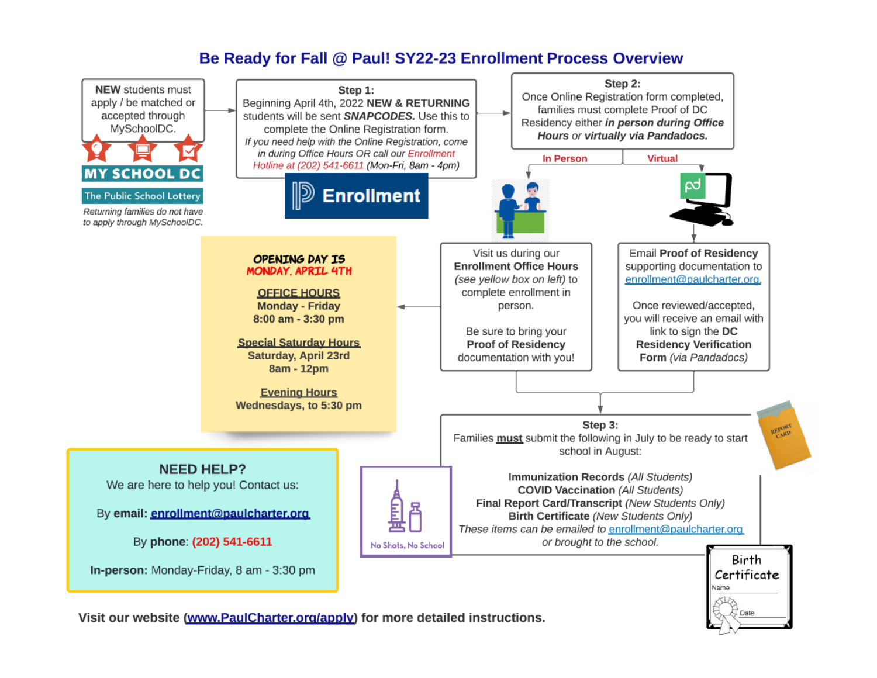# Be Ready for Fall @ Paul! SY22-23 Enrollment Process Overview

**NEW** students must apply / be matched or accepted through MySchoolDC.

MY SCHOOL DC

The Public School Lottery

*Returning families do not have to apply through MySchoolDC.*

**Step 1:**
Beginning April 4th, 2022 **NEW & RETURNING** students will be sent ***SNAPCODES.*** Use this to complete the Online Registration form.
*If you need help with the Online Registration, come in during Office Hours OR call our Enrollment Hotline at (202) 541-6611 (Mon-Fri, 8am - 4pm)*

Enrollment

**Step 2:**
Once Online Registration form completed, families must complete Proof of DC Residency either ***in person during Office Hours*** or ***virtually via Pandadocs.***

**In Person**

Visit us during our **Enrollment Office Hours** *(see yellow box on left)* to complete enrollment in person.

Be sure to bring your **Proof of Residency** documentation with you!

**Virtual**

Email **Proof of Residency** supporting documentation to enrollment@paulcharter.org.

Once reviewed/accepted, you will receive an email with link to sign the **DC Residency Verification Form** *(via Pandadocs)*

**OPENING DAY IS MONDAY, APRIL 4TH**

**OFFICE HOURS**
**Monday - Friday**
**8:00 am - 3:30 pm**

**Special Saturday Hours**
**Saturday, April 23rd**
**8am - 12pm**

**Evening Hours**
**Wednesdays, to 5:30 pm**

**Step 3:**
Families **must** submit the following in July to be ready to start school in August:

**Immunization Records** *(All Students)*
**COVID Vaccination** *(All Students)*
**Final Report Card/Transcript** *(New Students Only)*
**Birth Certificate** *(New Students Only)*
*These items can be emailed to enrollment@paulcharter.org or brought to the school.*

No Shots, No School

## NEED HELP?

We are here to help you! Contact us:

**By email:** enrollment@paulcharter.org

**By phone:** (202) 541-6611

**In-person:** Monday-Friday, 8 am - 3:30 pm

**Visit our website (www.PaulCharter.org/apply) for more detailed instructions.**